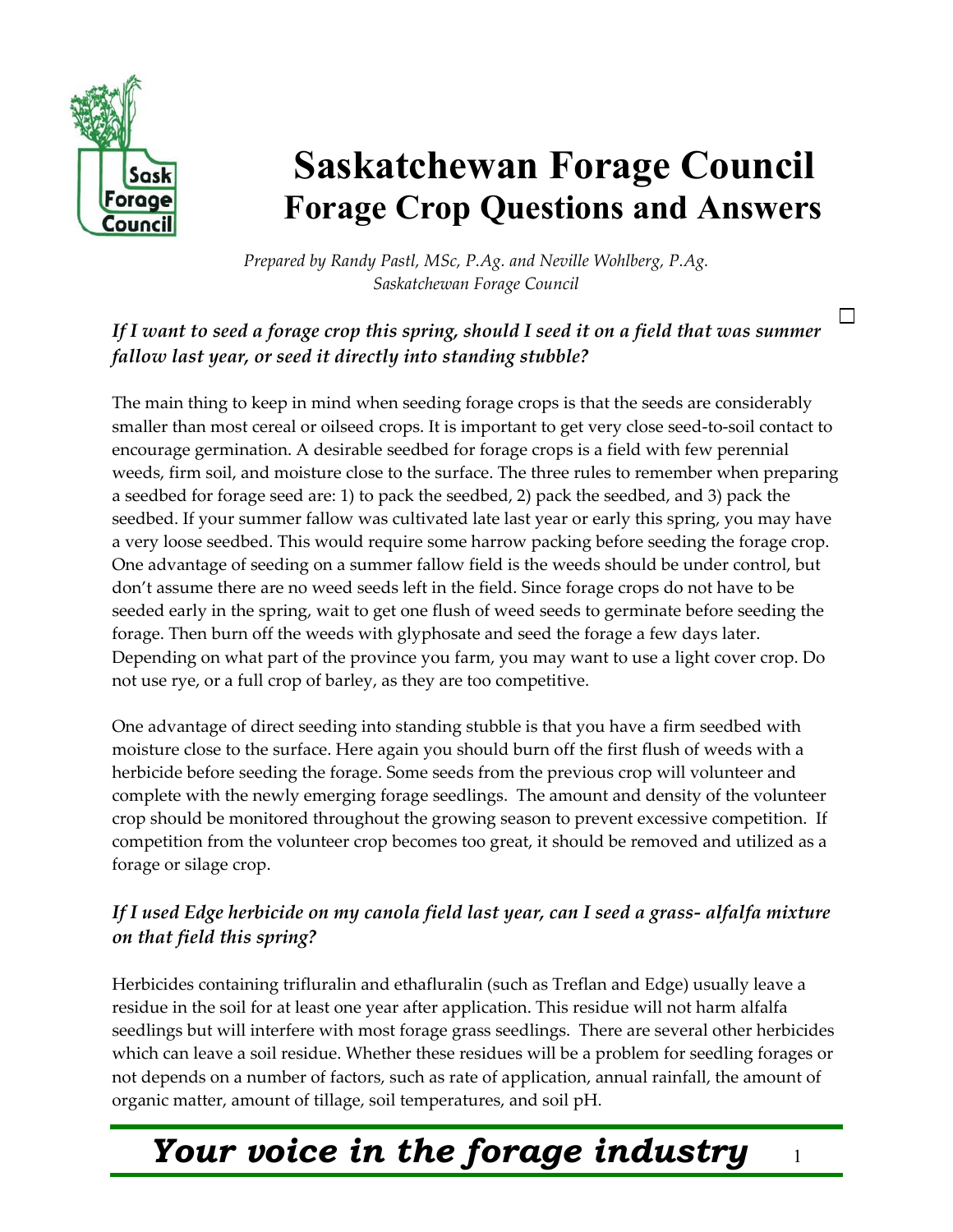# Saskatchewan Forage Council
## Forage Crop Questions and Answers

*Prepared by Randy Pastl, MSc, P.Ag. and Neville Wohlberg, P.Ag.*
*Saskatchewan Forage Council*

### *If I want to seed a forage crop this spring, should I seed it on a field that was summer fallow last year, or seed it directly into standing stubble?*

The main thing to keep in mind when seeding forage crops is that the seeds are considerably smaller than most cereal or oilseed crops. It is important to get very close seed-to-soil contact to encourage germination. A desirable seedbed for forage crops is a field with few perennial weeds, firm soil, and moisture close to the surface. The three rules to remember when preparing a seedbed for forage seed are: 1) to pack the seedbed, 2) pack the seedbed, and 3) pack the seedbed. If your summer fallow was cultivated late last year or early this spring, you may have a very loose seedbed. This would require some harrow packing before seeding the forage crop. One advantage of seeding on a summer fallow field is the weeds should be under control, but don't assume there are no weed seeds left in the field. Since forage crops do not have to be seeded early in the spring, wait to get one flush of weed seeds to germinate before seeding the forage. Then burn off the weeds with glyphosate and seed the forage a few days later. Depending on what part of the province you farm, you may want to use a light cover crop. Do not use rye, or a full crop of barley, as they are too competitive.

One advantage of direct seeding into standing stubble is that you have a firm seedbed with moisture close to the surface. Here again you should burn off the first flush of weeds with a herbicide before seeding the forage. Some seeds from the previous crop will volunteer and complete with the newly emerging forage seedlings. The amount and density of the volunteer crop should be monitored throughout the growing season to prevent excessive competition. If competition from the volunteer crop becomes too great, it should be removed and utilized as a forage or silage crop.

### *If I used Edge herbicide on my canola field last year, can I seed a grass- alfalfa mixture on that field this spring?*

Herbicides containing trifluralin and ethafluralin (such as Treflan and Edge) usually leave a residue in the soil for at least one year after application. This residue will not harm alfalfa seedlings but will interfere with most forage grass seedlings. There are several other herbicides which can leave a soil residue. Whether these residues will be a problem for seedling forages or not depends on a number of factors, such as rate of application, annual rainfall, the amount of organic matter, amount of tillage, soil temperatures, and soil pH.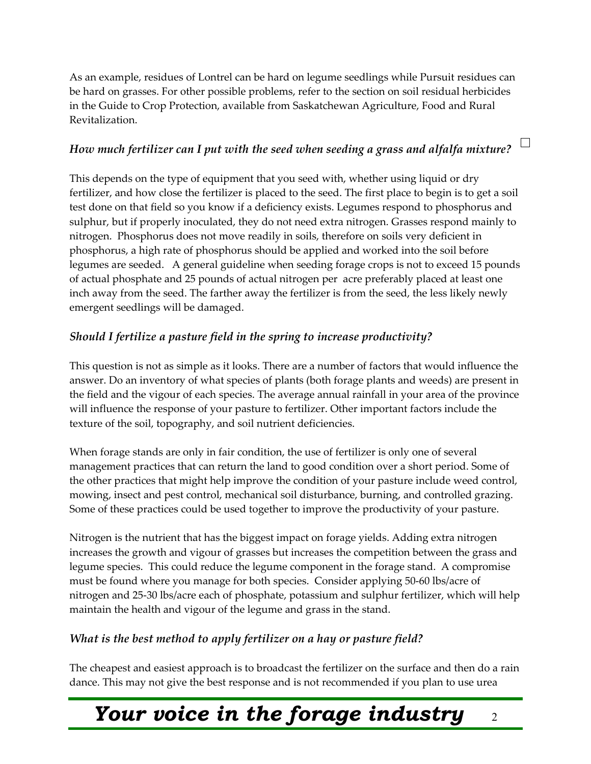As an example, residues of Lontrel can be hard on legume seedlings while Pursuit residues can be hard on grasses. For other possible problems, refer to the section on soil residual herbicides in the Guide to Crop Protection, available from Saskatchewan Agriculture, Food and Rural Revitalization.

### *How much fertilizer can I put with the seed when seeding a grass and alfalfa mixture?*

This depends on the type of equipment that you seed with, whether using liquid or dry fertilizer, and how close the fertilizer is placed to the seed. The first place to begin is to get a soil test done on that field so you know if a deficiency exists. Legumes respond to phosphorus and sulphur, but if properly inoculated, they do not need extra nitrogen. Grasses respond mainly to nitrogen. Phosphorus does not move readily in soils, therefore on soils very deficient in phosphorus, a high rate of phosphorus should be applied and worked into the soil before legumes are seeded. A general guideline when seeding forage crops is not to exceed 15 pounds of actual phosphate and 25 pounds of actual nitrogen per acre preferably placed at least one inch away from the seed. The farther away the fertilizer is from the seed, the less likely newly emergent seedlings will be damaged.

### *Should I fertilize a pasture field in the spring to increase productivity?*

This question is not as simple as it looks. There are a number of factors that would influence the answer. Do an inventory of what species of plants (both forage plants and weeds) are present in the field and the vigour of each species. The average annual rainfall in your area of the province will influence the response of your pasture to fertilizer. Other important factors include the texture of the soil, topography, and soil nutrient deficiencies.

When forage stands are only in fair condition, the use of fertilizer is only one of several management practices that can return the land to good condition over a short period. Some of the other practices that might help improve the condition of your pasture include weed control, mowing, insect and pest control, mechanical soil disturbance, burning, and controlled grazing. Some of these practices could be used together to improve the productivity of your pasture.

Nitrogen is the nutrient that has the biggest impact on forage yields. Adding extra nitrogen increases the growth and vigour of grasses but increases the competition between the grass and legume species. This could reduce the legume component in the forage stand. A compromise must be found where you manage for both species. Consider applying 50-60 lbs/acre of nitrogen and 25-30 lbs/acre each of phosphate, potassium and sulphur fertilizer, which will help maintain the health and vigour of the legume and grass in the stand.

### *What is the best method to apply fertilizer on a hay or pasture field?*

The cheapest and easiest approach is to broadcast the fertilizer on the surface and then do a rain dance. This may not give the best response and is not recommended if you plan to use urea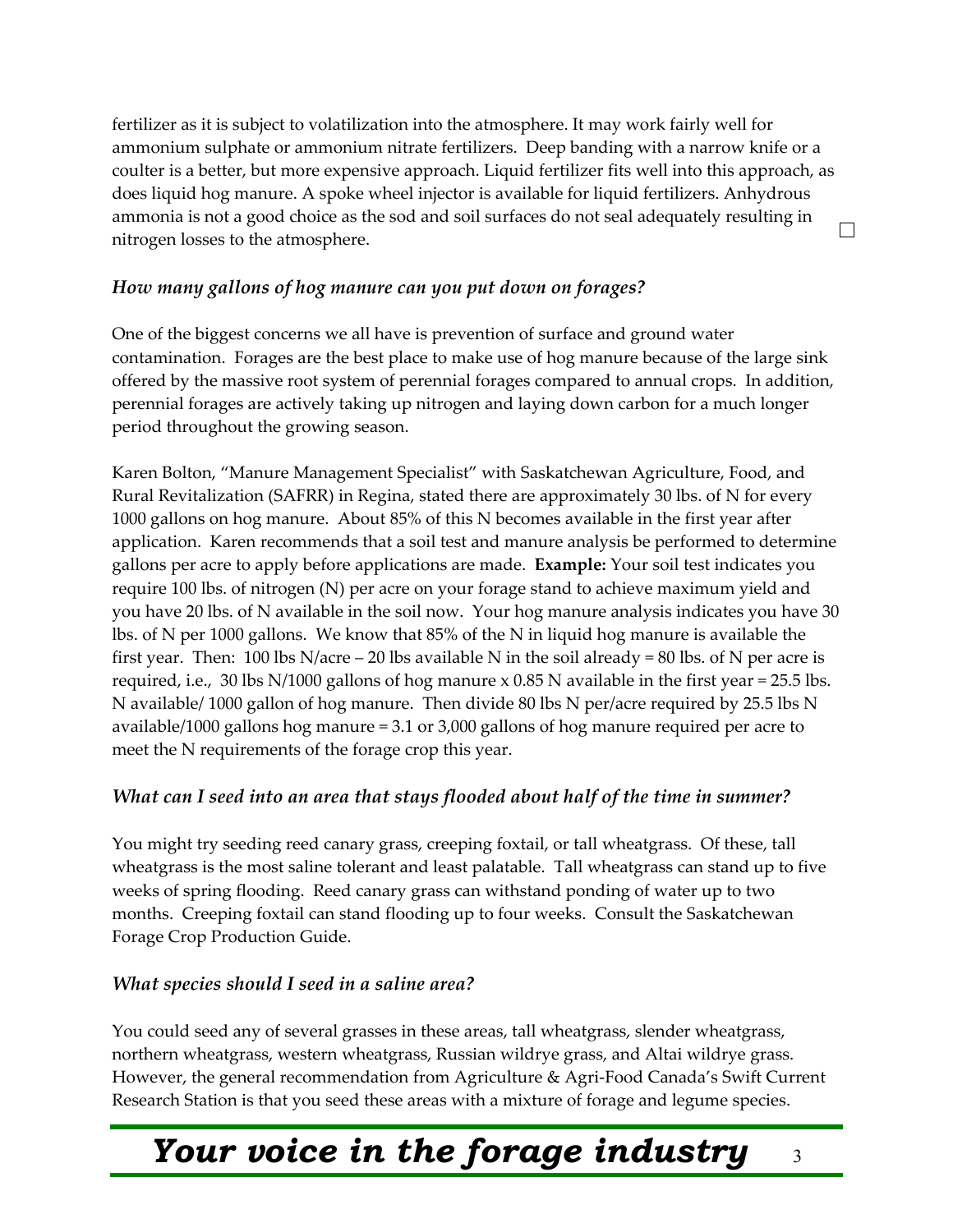fertilizer as it is subject to volatilization into the atmosphere. It may work fairly well for ammonium sulphate or ammonium nitrate fertilizers. Deep banding with a narrow knife or a coulter is a better, but more expensive approach. Liquid fertilizer fits well into this approach, as does liquid hog manure. A spoke wheel injector is available for liquid fertilizers. Anhydrous ammonia is not a good choice as the sod and soil surfaces do not seal adequately resulting in nitrogen losses to the atmosphere.

### *How many gallons of hog manure can you put down on forages?*

One of the biggest concerns we all have is prevention of surface and ground water contamination. Forages are the best place to make use of hog manure because of the large sink offered by the massive root system of perennial forages compared to annual crops. In addition, perennial forages are actively taking up nitrogen and laying down carbon for a much longer period throughout the growing season.

Karen Bolton, "Manure Management Specialist" with Saskatchewan Agriculture, Food, and Rural Revitalization (SAFRR) in Regina, stated there are approximately 30 lbs. of N for every 1000 gallons on hog manure. About 85% of this N becomes available in the first year after application. Karen recommends that a soil test and manure analysis be performed to determine gallons per acre to apply before applications are made. **Example:** Your soil test indicates you require 100 lbs. of nitrogen (N) per acre on your forage stand to achieve maximum yield and you have 20 lbs. of N available in the soil now. Your hog manure analysis indicates you have 30 lbs. of N per 1000 gallons. We know that 85% of the N in liquid hog manure is available the first year. Then: 100 lbs N/acre – 20 lbs available N in the soil already = 80 lbs. of N per acre is required, i.e., 30 lbs N/1000 gallons of hog manure x 0.85 N available in the first year = 25.5 lbs. N available/ 1000 gallon of hog manure. Then divide 80 lbs N per/acre required by 25.5 lbs N available/1000 gallons hog manure = 3.1 or 3,000 gallons of hog manure required per acre to meet the N requirements of the forage crop this year.

### *What can I seed into an area that stays flooded about half of the time in summer?*

You might try seeding reed canary grass, creeping foxtail, or tall wheatgrass. Of these, tall wheatgrass is the most saline tolerant and least palatable. Tall wheatgrass can stand up to five weeks of spring flooding. Reed canary grass can withstand ponding of water up to two months. Creeping foxtail can stand flooding up to four weeks. Consult the Saskatchewan Forage Crop Production Guide.

### *What species should I seed in a saline area?*

You could seed any of several grasses in these areas, tall wheatgrass, slender wheatgrass, northern wheatgrass, western wheatgrass, Russian wildrye grass, and Altai wildrye grass. However, the general recommendation from Agriculture & Agri-Food Canada's Swift Current Research Station is that you seed these areas with a mixture of forage and legume species.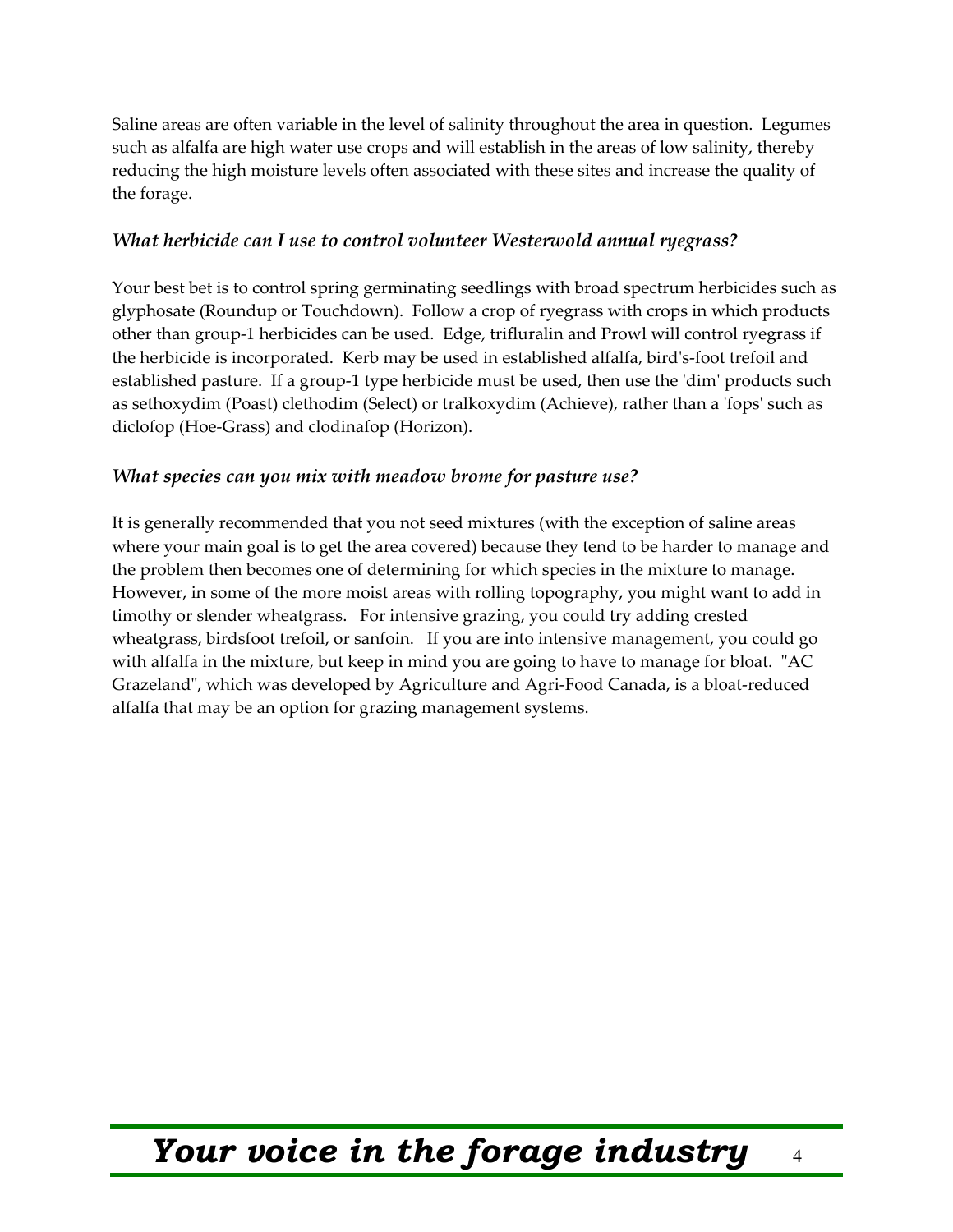Saline areas are often variable in the level of salinity throughout the area in question. Legumes such as alfalfa are high water use crops and will establish in the areas of low salinity, thereby reducing the high moisture levels often associated with these sites and increase the quality of the forage.

### *What herbicide can I use to control volunteer Westerwold annual ryegrass?*

Your best bet is to control spring germinating seedlings with broad spectrum herbicides such as glyphosate (Roundup or Touchdown). Follow a crop of ryegrass with crops in which products other than group-1 herbicides can be used. Edge, trifluralin and Prowl will control ryegrass if the herbicide is incorporated. Kerb may be used in established alfalfa, bird's-foot trefoil and established pasture. If a group-1 type herbicide must be used, then use the 'dim' products such as sethoxydim (Poast) clethodim (Select) or tralkoxydim (Achieve), rather than a 'fops' such as diclofop (Hoe-Grass) and clodinafop (Horizon).

### *What species can you mix with meadow brome for pasture use?*

It is generally recommended that you not seed mixtures (with the exception of saline areas where your main goal is to get the area covered) because they tend to be harder to manage and the problem then becomes one of determining for which species in the mixture to manage. However, in some of the more moist areas with rolling topography, you might want to add in timothy or slender wheatgrass. For intensive grazing, you could try adding crested wheatgrass, birdsfoot trefoil, or sanfoin. If you are into intensive management, you could go with alfalfa in the mixture, but keep in mind you are going to have to manage for bloat. "AC Grazeland", which was developed by Agriculture and Agri-Food Canada, is a bloat-reduced alfalfa that may be an option for grazing management systems.